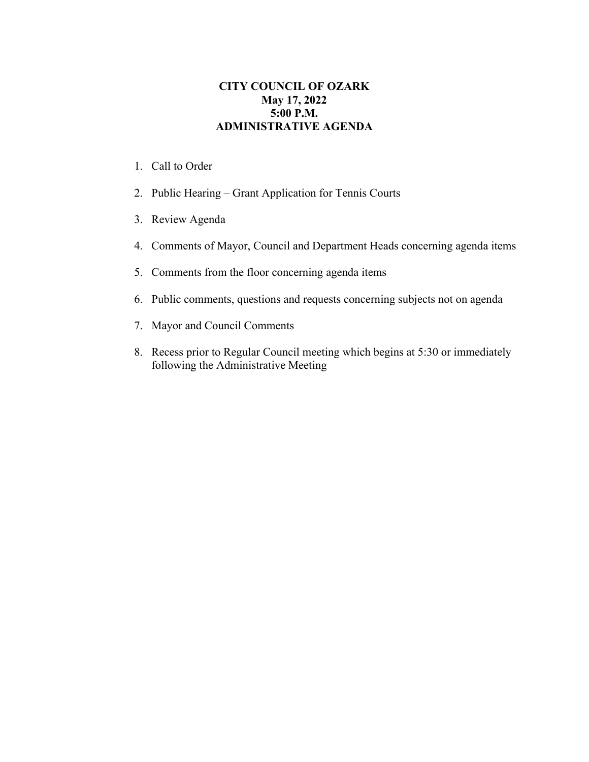# CITY COUNCIL OF OZARK
## May 17, 2022
## 5:00 P.M.
## ADMINISTRATIVE AGENDA

1. Call to Order
2. Public Hearing – Grant Application for Tennis Courts
3. Review Agenda
4. Comments of Mayor, Council and Department Heads concerning agenda items
5. Comments from the floor concerning agenda items
6. Public comments, questions and requests concerning subjects not on agenda
7. Mayor and Council Comments
8. Recess prior to Regular Council meeting which begins at 5:30 or immediately following the Administrative Meeting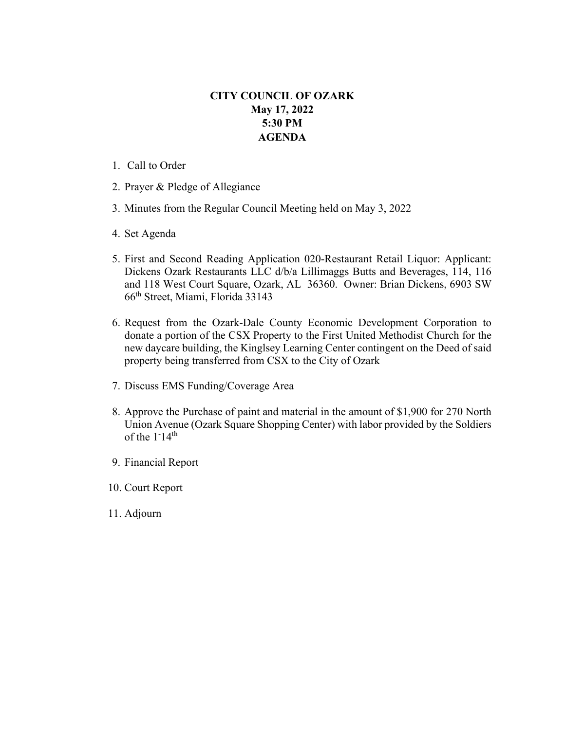# CITY COUNCIL OF OZARK
# May 17, 2022
# 5:30 PM
# AGENDA

1. Call to Order
2. Prayer & Pledge of Allegiance
3. Minutes from the Regular Council Meeting held on May 3, 2022
4. Set Agenda
5. First and Second Reading Application 020-Restaurant Retail Liquor: Applicant: Dickens Ozark Restaurants LLC d/b/a Lillimaggs Butts and Beverages, 114, 116 and 118 West Court Square, Ozark, AL 36360. Owner: Brian Dickens, 6903 SW 66th Street, Miami, Florida 33143
6. Request from the Ozark-Dale County Economic Development Corporation to donate a portion of the CSX Property to the First United Methodist Church for the new daycare building, the Kinglsey Learning Center contingent on the Deed of said property being transferred from CSX to the City of Ozark
7. Discuss EMS Funding/Coverage Area
8. Approve the Purchase of paint and material in the amount of $1,900 for 270 North Union Avenue (Ozark Square Shopping Center) with labor provided by the Soldiers of the 1-14th
9. Financial Report
10. Court Report
11. Adjourn